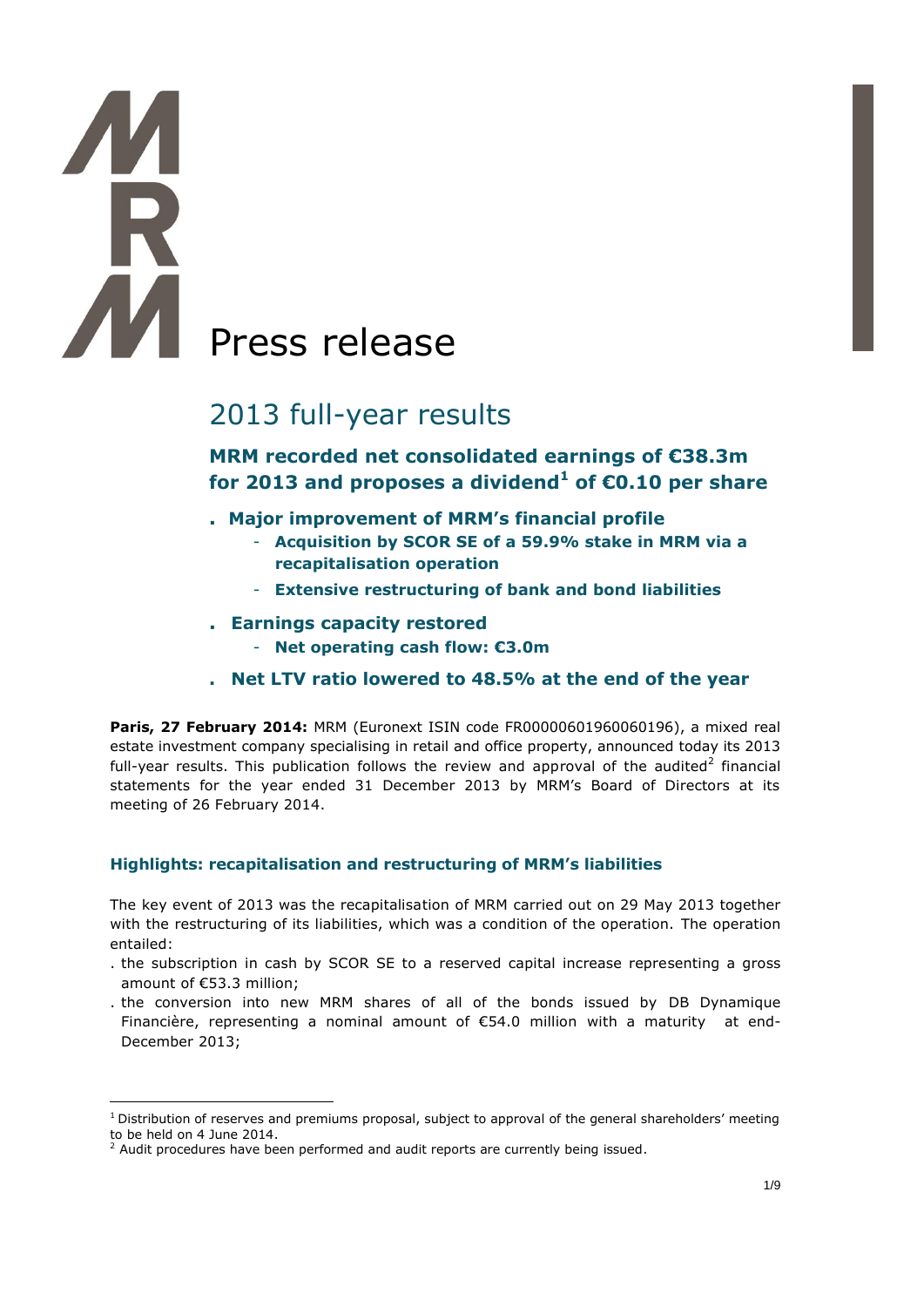# Press release

## 2013 full-year results

### MRM recorded net consolidated earnings of €38.3m for 2013 and proposes a dividend[1] of €0.10 per share

- **Major improvement of MRM's financial profile**
  - **Acquisition by SCOR SE of a 59.9% stake in MRM via a recapitalisation operation**
  - **Extensive restructuring of bank and bond liabilities**
- **Earnings capacity restored**
  - **Net operating cash flow: €3.0m**
- **Net LTV ratio lowered to 48.5% at the end of the year**

**Paris, 27 February 2014:** MRM (Euronext ISIN code FR00000601960060196), a mixed real estate investment company specialising in retail and office property, announced today its 2013 full-year results. This publication follows the review and approval of the audited[2] financial statements for the year ended 31 December 2013 by MRM's Board of Directors at its meeting of 26 February 2014.

### Highlights: recapitalisation and restructuring of MRM's liabilities

The key event of 2013 was the recapitalisation of MRM carried out on 29 May 2013 together with the restructuring of its liabilities, which was a condition of the operation. The operation entailed:

- the subscription in cash by SCOR SE to a reserved capital increase representing a gross amount of €53.3 million;
- the conversion into new MRM shares of all of the bonds issued by DB Dynamique Financière, representing a nominal amount of €54.0 million with a maturity at end-December 2013;

[1] Distribution of reserves and premiums proposal, subject to approval of the general shareholders' meeting to be held on 4 June 2014.

[2] Audit procedures have been performed and audit reports are currently being issued.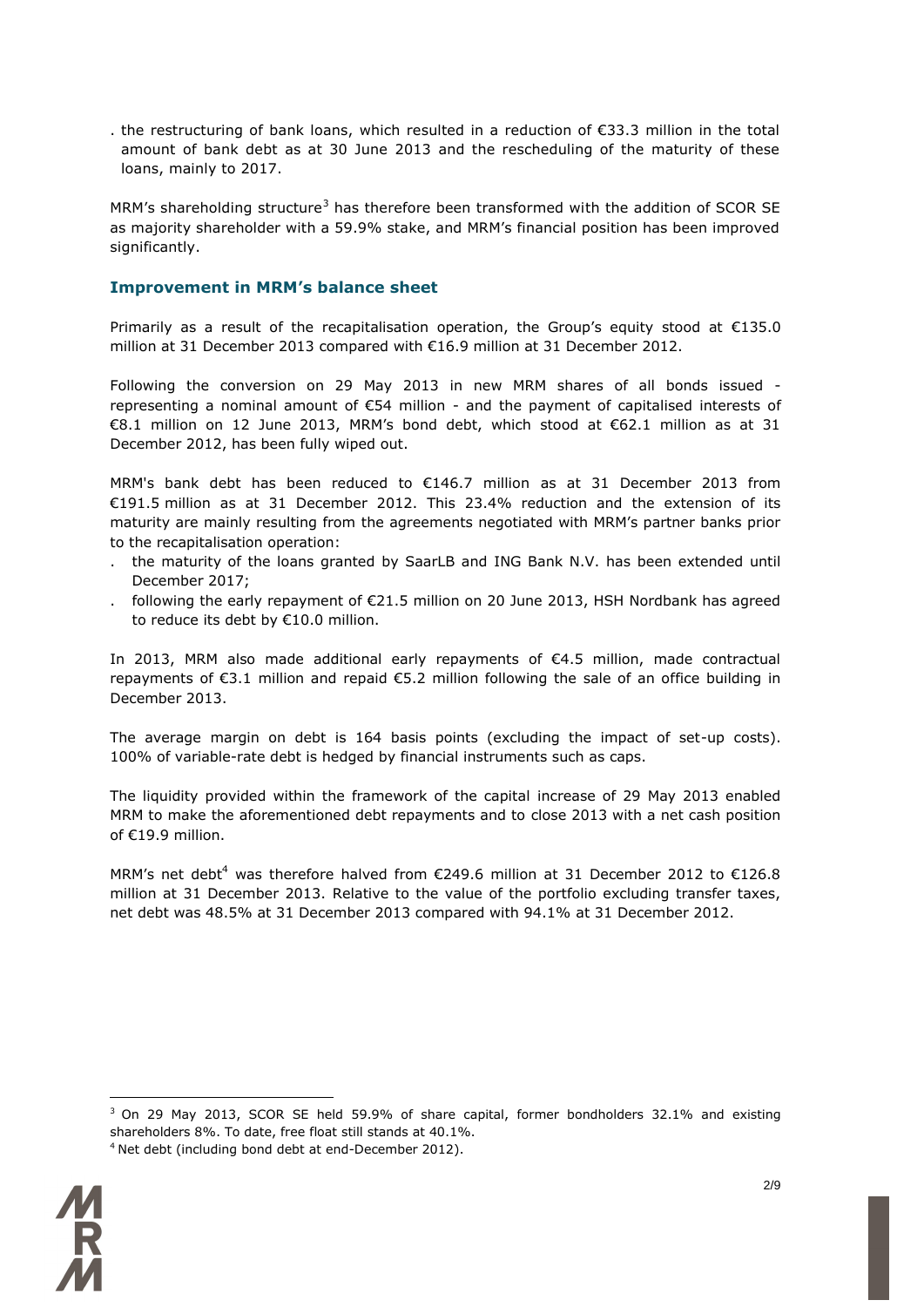. the restructuring of bank loans, which resulted in a reduction of €33.3 million in the total amount of bank debt as at 30 June 2013 and the rescheduling of the maturity of these loans, mainly to 2017.

MRM's shareholding structure[3] has therefore been transformed with the addition of SCOR SE as majority shareholder with a 59.9% stake, and MRM's financial position has been improved significantly.

## Improvement in MRM's balance sheet

Primarily as a result of the recapitalisation operation, the Group's equity stood at €135.0 million at 31 December 2013 compared with €16.9 million at 31 December 2012.

Following the conversion on 29 May 2013 in new MRM shares of all bonds issued - representing a nominal amount of €54 million - and the payment of capitalised interests of €8.1 million on 12 June 2013, MRM's bond debt, which stood at €62.1 million as at 31 December 2012, has been fully wiped out.

MRM's bank debt has been reduced to €146.7 million as at 31 December 2013 from €191.5 million as at 31 December 2012. This 23.4% reduction and the extension of its maturity are mainly resulting from the agreements negotiated with MRM's partner banks prior to the recapitalisation operation:

. the maturity of the loans granted by SaarLB and ING Bank N.V. has been extended until December 2017;

. following the early repayment of €21.5 million on 20 June 2013, HSH Nordbank has agreed to reduce its debt by €10.0 million.

In 2013, MRM also made additional early repayments of €4.5 million, made contractual repayments of €3.1 million and repaid €5.2 million following the sale of an office building in December 2013.

The average margin on debt is 164 basis points (excluding the impact of set-up costs). 100% of variable-rate debt is hedged by financial instruments such as caps.

The liquidity provided within the framework of the capital increase of 29 May 2013 enabled MRM to make the aforementioned debt repayments and to close 2013 with a net cash position of €19.9 million.

MRM's net debt[4] was therefore halved from €249.6 million at 31 December 2012 to €126.8 million at 31 December 2013. Relative to the value of the portfolio excluding transfer taxes, net debt was 48.5% at 31 December 2013 compared with 94.1% at 31 December 2012.

[3] On 29 May 2013, SCOR SE held 59.9% of share capital, former bondholders 32.1% and existing shareholders 8%. To date, free float still stands at 40.1%.

[4] Net debt (including bond debt at end-December 2012).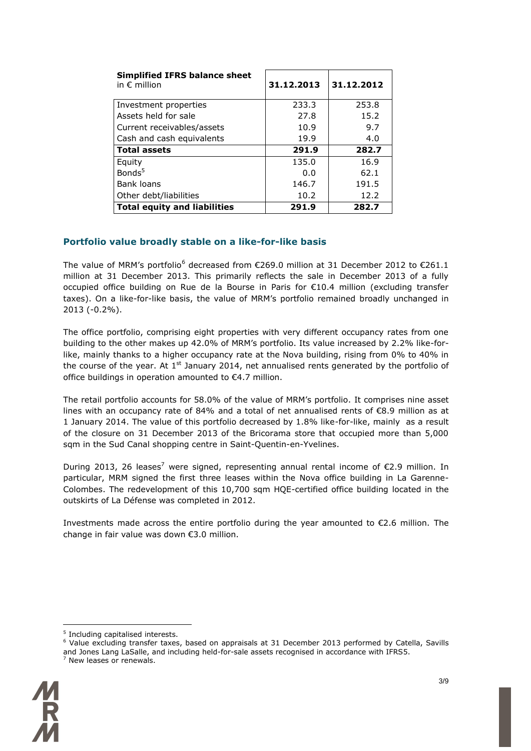| **Simplified IFRS balance sheet** in € million | **31.12.2013** | **31.12.2012** |
|---|---|---|
| Investment properties | 233.3 | 253.8 |
| Assets held for sale | 27.8 | 15.2 |
| Current receivables/assets | 10.9 | 9.7 |
| Cash and cash equivalents | 19.9 | 4.0 |
| **Total assets** | **291.9** | **282.7** |
| Equity | 135.0 | 16.9 |
| Bonds[5] | 0.0 | 62.1 |
| Bank loans | 146.7 | 191.5 |
| Other debt/liabilities | 10.2 | 12.2 |
| **Total equity and liabilities** | **291.9** | **282.7** |

## Portfolio value broadly stable on a like-for-like basis

The value of MRM's portfolio[6] decreased from €269.0 million at 31 December 2012 to €261.1 million at 31 December 2013. This primarily reflects the sale in December 2013 of a fully occupied office building on Rue de la Bourse in Paris for €10.4 million (excluding transfer taxes). On a like-for-like basis, the value of MRM's portfolio remained broadly unchanged in 2013 (-0.2%).

The office portfolio, comprising eight properties with very different occupancy rates from one building to the other makes up 42.0% of MRM's portfolio. Its value increased by 2.2% like-for-like, mainly thanks to a higher occupancy rate at the Nova building, rising from 0% to 40% in the course of the year. At 1st January 2014, net annualised rents generated by the portfolio of office buildings in operation amounted to €4.7 million.

The retail portfolio accounts for 58.0% of the value of MRM's portfolio. It comprises nine asset lines with an occupancy rate of 84% and a total of net annualised rents of €8.9 million as at 1 January 2014. The value of this portfolio decreased by 1.8% like-for-like, mainly as a result of the closure on 31 December 2013 of the Bricorama store that occupied more than 5,000 sqm in the Sud Canal shopping centre in Saint-Quentin-en-Yvelines.

During 2013, 26 leases[7] were signed, representing annual rental income of €2.9 million. In particular, MRM signed the first three leases within the Nova office building in La Garenne-Colombes. The redevelopment of this 10,700 sqm HQE-certified office building located in the outskirts of La Défense was completed in 2012.

Investments made across the entire portfolio during the year amounted to €2.6 million. The change in fair value was down €3.0 million.

---

[5] Including capitalised interests.

[6] Value excluding transfer taxes, based on appraisals at 31 December 2013 performed by Catella, Savills and Jones Lang LaSalle, and including held-for-sale assets recognised in accordance with IFRS5.

[7] New leases or renewals.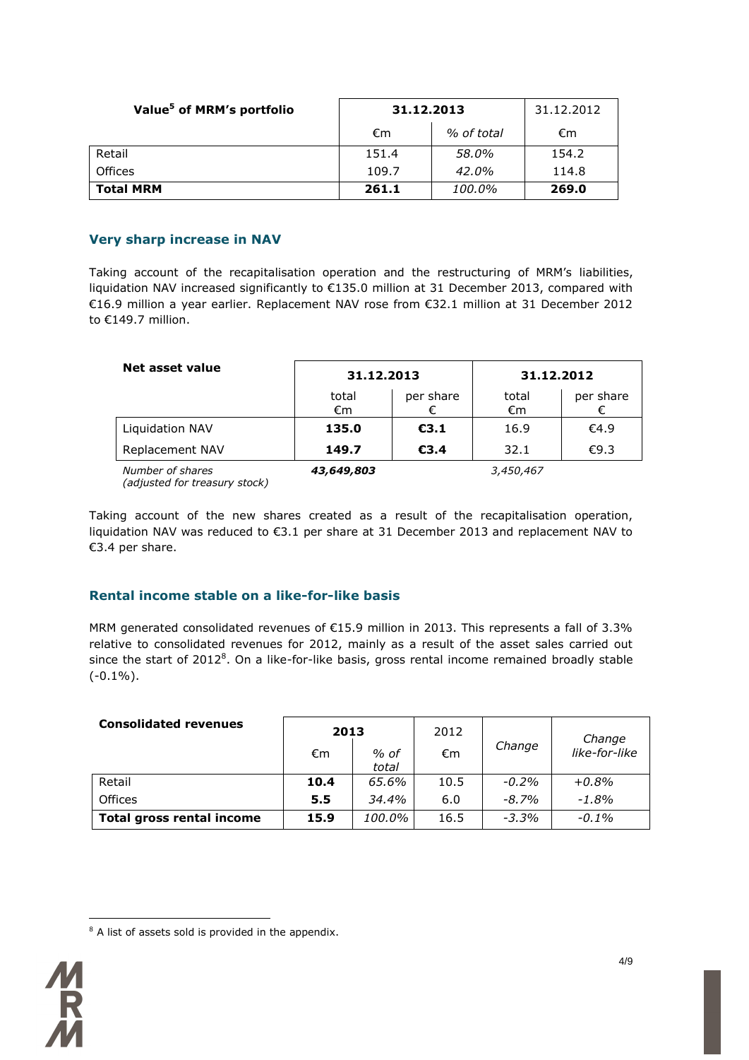| Value[5] of MRM's portfolio | 31.12.2013 | | 31.12.2012 |
|---|---|---|---|
| | €m | *% of total* | €m |
| Retail | 151.4 | *58.0%* | 154.2 |
| Offices | 109.7 | *42.0%* | 114.8 |
| **Total MRM** | **261.1** | *100.0%* | **269.0** |

## Very sharp increase in NAV

Taking account of the recapitalisation operation and the restructuring of MRM's liabilities, liquidation NAV increased significantly to €135.0 million at 31 December 2013, compared with €16.9 million a year earlier. Replacement NAV rose from €32.1 million at 31 December 2012 to €149.7 million.

| Net asset value | 31.12.2013 | | 31.12.2012 | |
|---|---|---|---|---|
| | total €m | per share € | total €m | per share € |
| Liquidation NAV | **135.0** | **€3.1** | 16.9 | €4.9 |
| Replacement NAV | **149.7** | **€3.4** | 32.1 | €9.3 |
| *Number of shares (adjusted for treasury stock)* | ***43,649,803*** | | *3,450,467* | |

Taking account of the new shares created as a result of the recapitalisation operation, liquidation NAV was reduced to €3.1 per share at 31 December 2013 and replacement NAV to €3.4 per share.

## Rental income stable on a like-for-like basis

MRM generated consolidated revenues of €15.9 million in 2013. This represents a fall of 3.3% relative to consolidated revenues for 2012, mainly as a result of the asset sales carried out since the start of 2012[8]. On a like-for-like basis, gross rental income remained broadly stable (-0.1%).

| Consolidated revenues | 2013 | | 2012 | *Change* | *Change like-for-like* |
|---|---|---|---|---|---|
| | €m | *% of total* | €m | | |
| Retail | **10.4** | *65.6%* | 10.5 | *-0.2%* | *+0.8%* |
| Offices | **5.5** | *34.4%* | 6.0 | *-8.7%* | *-1.8%* |
| **Total gross rental income** | **15.9** | *100.0%* | 16.5 | *-3.3%* | *-0.1%* |

[8] A list of assets sold is provided in the appendix.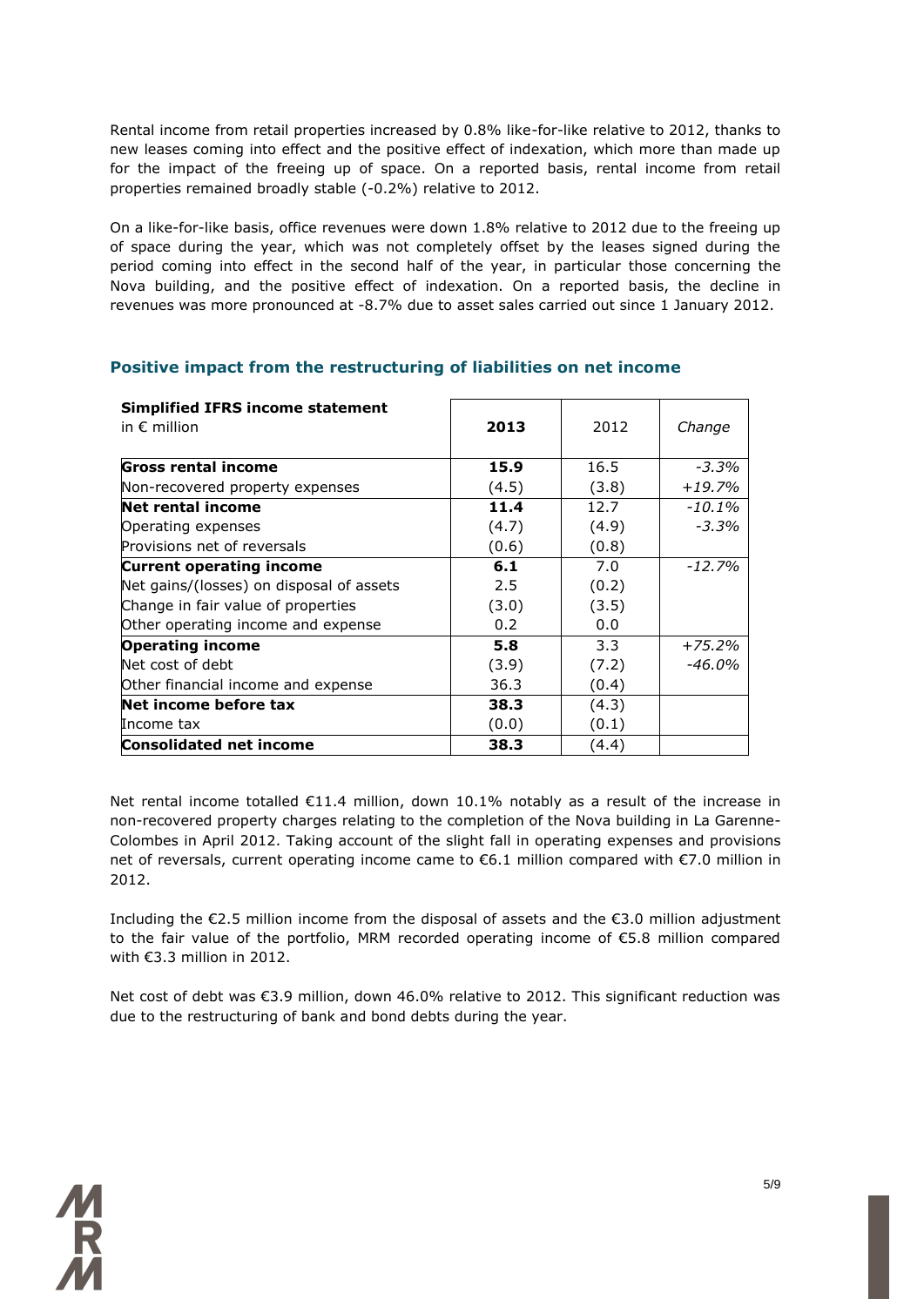Rental income from retail properties increased by 0.8% like-for-like relative to 2012, thanks to new leases coming into effect and the positive effect of indexation, which more than made up for the impact of the freeing up of space. On a reported basis, rental income from retail properties remained broadly stable (-0.2%) relative to 2012.

On a like-for-like basis, office revenues were down 1.8% relative to 2012 due to the freeing up of space during the year, which was not completely offset by the leases signed during the period coming into effect in the second half of the year, in particular those concerning the Nova building, and the positive effect of indexation. On a reported basis, the decline in revenues was more pronounced at -8.7% due to asset sales carried out since 1 January 2012.

## Positive impact from the restructuring of liabilities on net income

| **Simplified IFRS income statement** in € million | **2013** | 2012 | *Change* |
|---|---|---|---|
| **Gross rental income** | **15.9** | 16.5 | *-3.3%* |
| Non-recovered property expenses | (4.5) | (3.8) | *+19.7%* |
| **Net rental income** | **11.4** | 12.7 | *-10.1%* |
| Operating expenses | (4.7) | (4.9) | *-3.3%* |
| Provisions net of reversals | (0.6) | (0.8) | |
| **Current operating income** | **6.1** | 7.0 | *-12.7%* |
| Net gains/(losses) on disposal of assets | 2.5 | (0.2) | |
| Change in fair value of properties | (3.0) | (3.5) | |
| Other operating income and expense | 0.2 | 0.0 | |
| **Operating income** | **5.8** | 3.3 | *+75.2%* |
| Net cost of debt | (3.9) | (7.2) | *-46.0%* |
| Other financial income and expense | 36.3 | (0.4) | |
| **Net income before tax** | **38.3** | (4.3) | |
| Income tax | (0.0) | (0.1) | |
| **Consolidated net income** | **38.3** | (4.4) | |

Net rental income totalled €11.4 million, down 10.1% notably as a result of the increase in non-recovered property charges relating to the completion of the Nova building in La Garenne-Colombes in April 2012. Taking account of the slight fall in operating expenses and provisions net of reversals, current operating income came to €6.1 million compared with €7.0 million in 2012.

Including the €2.5 million income from the disposal of assets and the €3.0 million adjustment to the fair value of the portfolio, MRM recorded operating income of €5.8 million compared with €3.3 million in 2012.

Net cost of debt was €3.9 million, down 46.0% relative to 2012. This significant reduction was due to the restructuring of bank and bond debts during the year.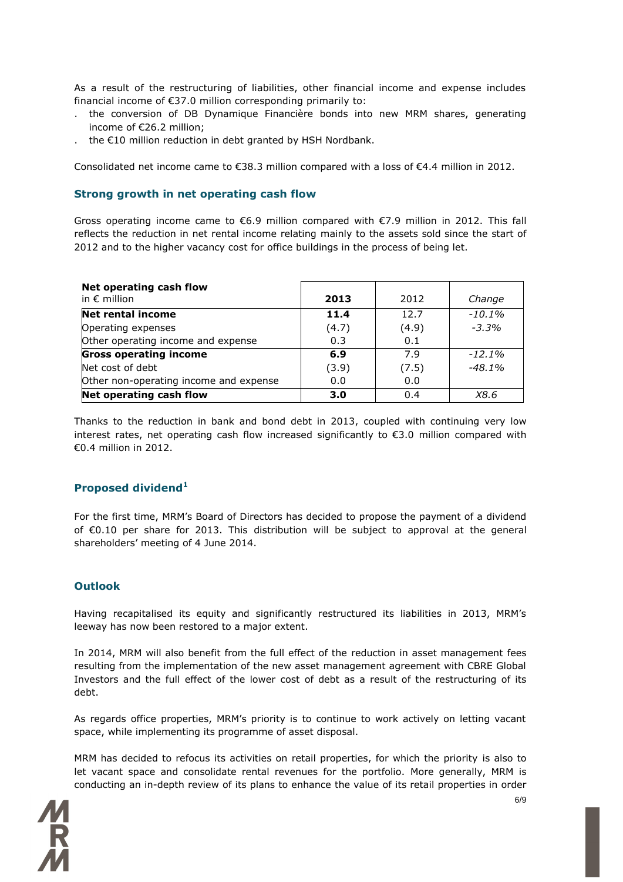As a result of the restructuring of liabilities, other financial income and expense includes financial income of €37.0 million corresponding primarily to:

- the conversion of DB Dynamique Financière bonds into new MRM shares, generating income of €26.2 million;
- the €10 million reduction in debt granted by HSH Nordbank.

Consolidated net income came to €38.3 million compared with a loss of €4.4 million in 2012.

## Strong growth in net operating cash flow

Gross operating income came to €6.9 million compared with €7.9 million in 2012. This fall reflects the reduction in net rental income relating mainly to the assets sold since the start of 2012 and to the higher vacancy cost for office buildings in the process of being let.

| **Net operating cash flow** in € million | **2013** | 2012 | *Change* |
|---|---|---|---|
| **Net rental income** | **11.4** | 12.7 | *-10.1%* |
| Operating expenses | (4.7) | (4.9) | *-3.3%* |
| Other operating income and expense | 0.3 | 0.1 | |
| **Gross operating income** | **6.9** | 7.9 | *-12.1%* |
| Net cost of debt | (3.9) | (7.5) | *-48.1%* |
| Other non-operating income and expense | 0.0 | 0.0 | |
| **Net operating cash flow** | **3.0** | 0.4 | *X8.6* |

Thanks to the reduction in bank and bond debt in 2013, coupled with continuing very low interest rates, net operating cash flow increased significantly to €3.0 million compared with €0.4 million in 2012.

## Proposed dividend[1]

For the first time, MRM's Board of Directors has decided to propose the payment of a dividend of €0.10 per share for 2013. This distribution will be subject to approval at the general shareholders' meeting of 4 June 2014.

## Outlook

Having recapitalised its equity and significantly restructured its liabilities in 2013, MRM's leeway has now been restored to a major extent.

In 2014, MRM will also benefit from the full effect of the reduction in asset management fees resulting from the implementation of the new asset management agreement with CBRE Global Investors and the full effect of the lower cost of debt as a result of the restructuring of its debt.

As regards office properties, MRM's priority is to continue to work actively on letting vacant space, while implementing its programme of asset disposal.

MRM has decided to refocus its activities on retail properties, for which the priority is also to let vacant space and consolidate rental revenues for the portfolio. More generally, MRM is conducting an in-depth review of its plans to enhance the value of its retail properties in order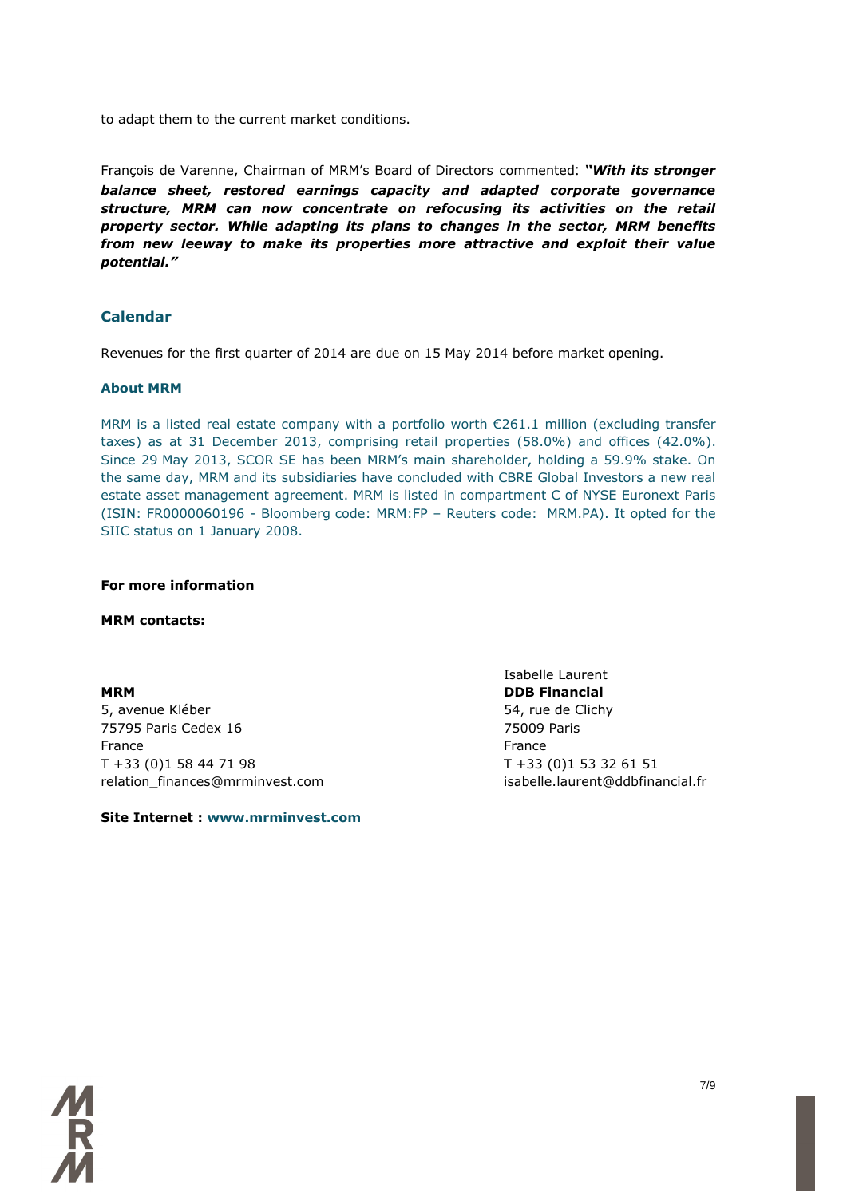to adapt them to the current market conditions.

François de Varenne, Chairman of MRM's Board of Directors commented: ***"With its stronger balance sheet, restored earnings capacity and adapted corporate governance structure, MRM can now concentrate on refocusing its activities on the retail property sector. While adapting its plans to changes in the sector, MRM benefits from new leeway to make its properties more attractive and exploit their value potential."***

## Calendar

Revenues for the first quarter of 2014 are due on 15 May 2014 before market opening.

### About MRM

MRM is a listed real estate company with a portfolio worth €261.1 million (excluding transfer taxes) as at 31 December 2013, comprising retail properties (58.0%) and offices (42.0%). Since 29 May 2013, SCOR SE has been MRM's main shareholder, holding a 59.9% stake. On the same day, MRM and its subsidiaries have concluded with CBRE Global Investors a new real estate asset management agreement. MRM is listed in compartment C of NYSE Euronext Paris (ISIN: FR0000060196 - Bloomberg code: MRM:FP – Reuters code: MRM.PA). It opted for the SIIC status on 1 January 2008.

**For more information**

**MRM contacts:**

**MRM**
5, avenue Kléber
75795 Paris Cedex 16
France
T +33 (0)1 58 44 71 98
relation_finances@mrminvest.com

Isabelle Laurent
**DDB Financial**
54, rue de Clichy
75009 Paris
France
T +33 (0)1 53 32 61 51
isabelle.laurent@ddbfinancial.fr

**Site Internet : www.mrminvest.com**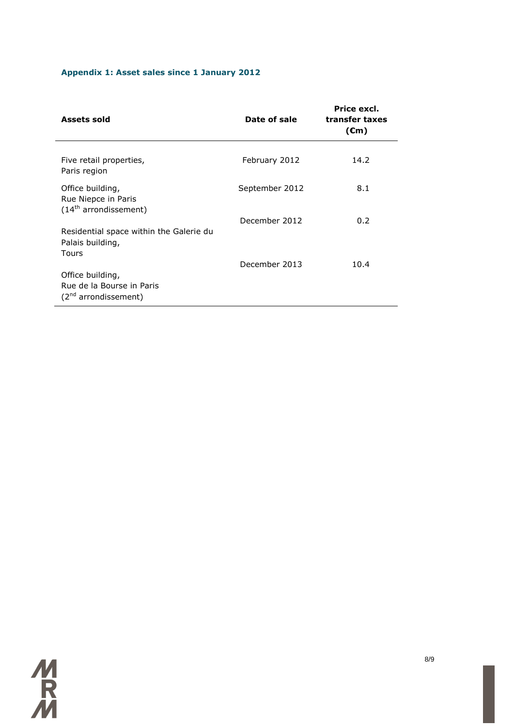### Appendix 1: Asset sales since 1 January 2012

| Assets sold | Date of sale | Price excl. transfer taxes (€m) |
|---|---|---|
| Five retail properties, Paris region | February 2012 | 14.2 |
| Office building, Rue Niepce in Paris (14th arrondissement) | September 2012 | 8.1 |
| Residential space within the Galerie du Palais building, Tours | December 2012 | 0.2 |
| Office building, Rue de la Bourse in Paris (2nd arrondissement) | December 2013 | 10.4 |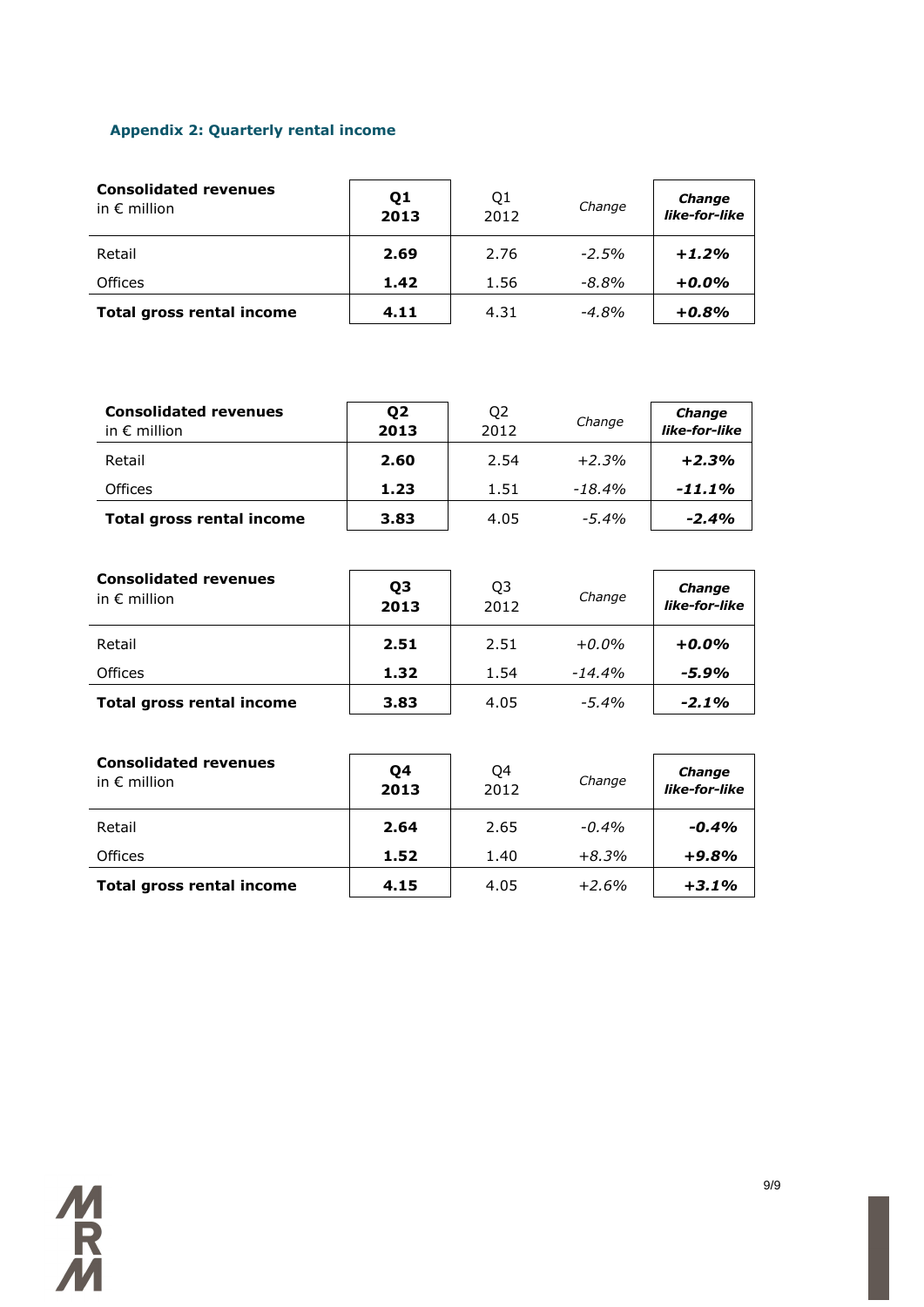### Appendix 2: Quarterly rental income

| **Consolidated revenues** in € million | **Q1 2013** | Q1 2012 | *Change* | ***Change like-for-like*** |
|---|---|---|---|---|
| Retail | **2.69** | 2.76 | *-2.5%* | ***+1.2%*** |
| Offices | **1.42** | 1.56 | *-8.8%* | ***+0.0%*** |
| **Total gross rental income** | **4.11** | 4.31 | *-4.8%* | ***+0.8%*** |

| **Consolidated revenues** in € million | **Q2 2013** | Q2 2012 | *Change* | ***Change like-for-like*** |
|---|---|---|---|---|
| Retail | **2.60** | 2.54 | *+2.3%* | ***+2.3%*** |
| Offices | **1.23** | 1.51 | *-18.4%* | ***-11.1%*** |
| **Total gross rental income** | **3.83** | 4.05 | *-5.4%* | ***-2.4%*** |

| **Consolidated revenues** in € million | **Q3 2013** | Q3 2012 | *Change* | ***Change like-for-like*** |
|---|---|---|---|---|
| Retail | **2.51** | 2.51 | *+0.0%* | ***+0.0%*** |
| Offices | **1.32** | 1.54 | *-14.4%* | ***-5.9%*** |
| **Total gross rental income** | **3.83** | 4.05 | *-5.4%* | ***-2.1%*** |

| **Consolidated revenues** in € million | **Q4 2013** | Q4 2012 | *Change* | ***Change like-for-like*** |
|---|---|---|---|---|
| Retail | **2.64** | 2.65 | *-0.4%* | ***-0.4%*** |
| Offices | **1.52** | 1.40 | *+8.3%* | ***+9.8%*** |
| **Total gross rental income** | **4.15** | 4.05 | *+2.6%* | ***+3.1%*** |